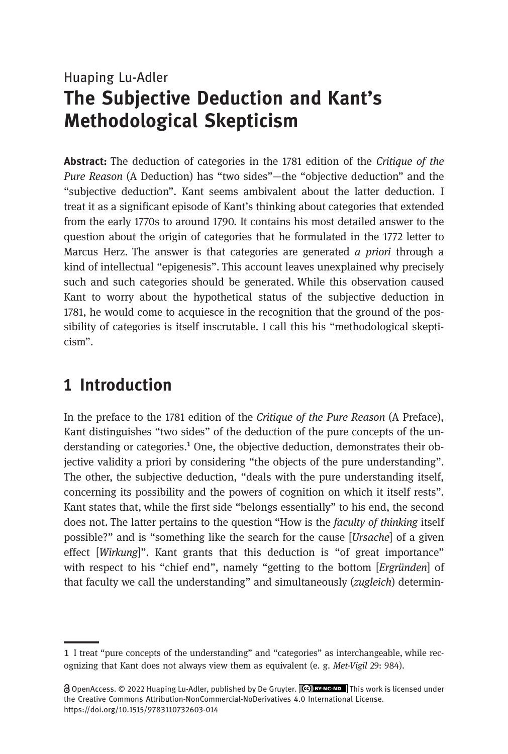Huaping Lu-Adler

# The Subjective Deduction and Kant's Methodological Skepticism

**Abstract:** The deduction of categories in the 1781 edition of the *Critique of the Pure Reason* (A Deduction) has "two sides"—the "objective deduction" and the "subjective deduction". Kant seems ambivalent about the latter deduction. I treat it as a significant episode of Kant's thinking about categories that extended from the early 1770s to around 1790. It contains his most detailed answer to the question about the origin of categories that he formulated in the 1772 letter to Marcus Herz. The answer is that categories are generated *a priori* through a kind of intellectual "epigenesis". This account leaves unexplained why precisely such and such categories should be generated. While this observation caused Kant to worry about the hypothetical status of the subjective deduction in 1781, he would come to acquiesce in the recognition that the ground of the possibility of categories is itself inscrutable. I call this his "methodological skepticism".

## 1 Introduction

In the preface to the 1781 edition of the *Critique of the Pure Reason* (A Preface), Kant distinguishes "two sides" of the deduction of the pure concepts of the understanding or categories.[1] One, the objective deduction, demonstrates their objective validity a priori by considering "the objects of the pure understanding". The other, the subjective deduction, "deals with the pure understanding itself, concerning its possibility and the powers of cognition on which it itself rests". Kant states that, while the first side "belongs essentially" to his end, the second does not. The latter pertains to the question "How is the *faculty of thinking* itself possible?" and is "something like the search for the cause [*Ursache*] of a given effect [*Wirkung*]". Kant grants that this deduction is "of great importance" with respect to his "chief end", namely "getting to the bottom [*Ergründen*] of that faculty we call the understanding" and simultaneously (*zugleich*) determin-

---

1 I treat "pure concepts of the understanding" and "categories" as interchangeable, while recognizing that Kant does not always view them as equivalent (e. g. *Met-Vigil* 29: 984).

OpenAccess. © 2022 Huaping Lu-Adler, published by De Gruyter. This work is licensed under the Creative Commons Attribution-NonCommercial-NoDerivatives 4.0 International License. https://doi.org/10.1515/9783110732603-014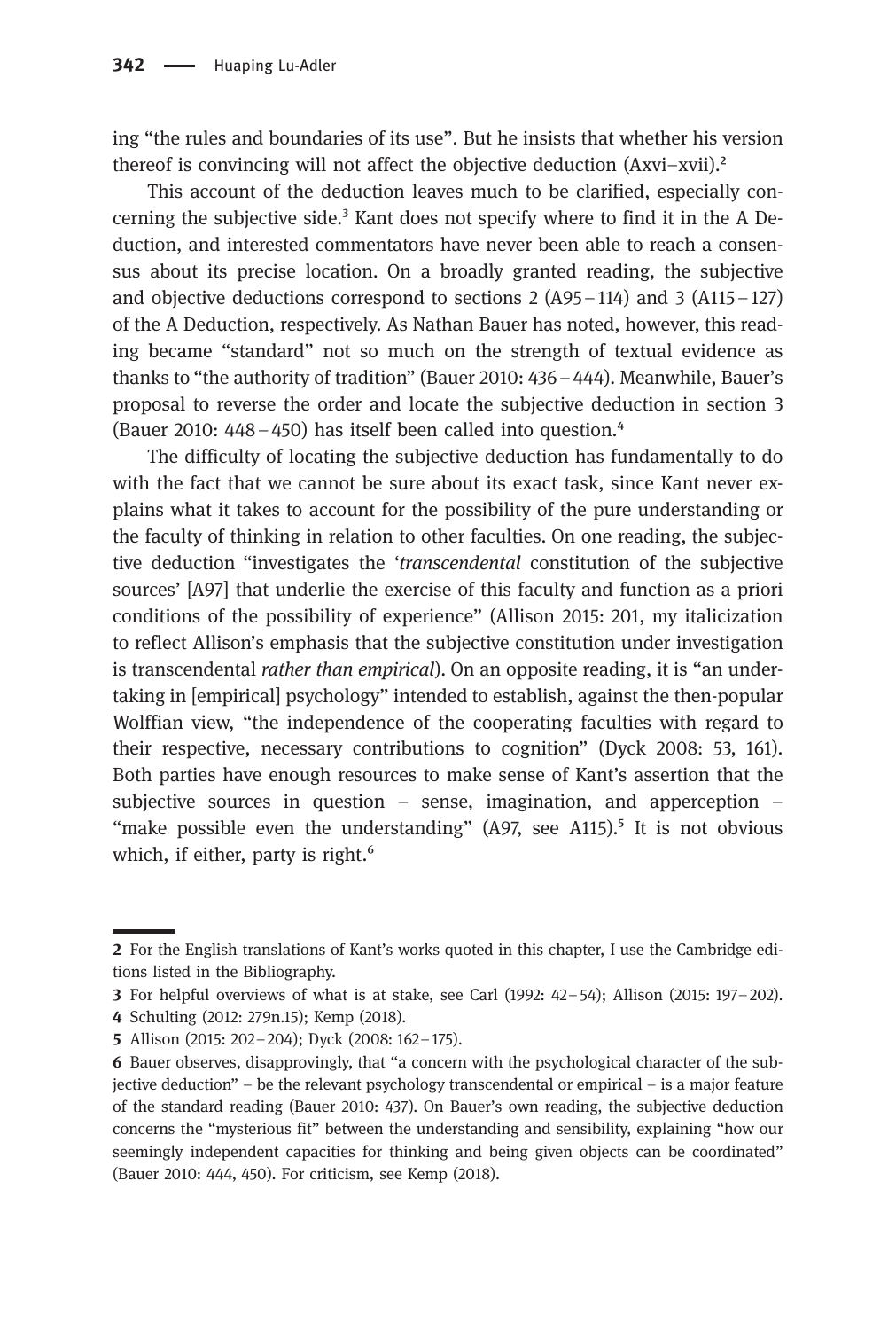ing "the rules and boundaries of its use". But he insists that whether his version thereof is convincing will not affect the objective deduction (Axvi–xvii).[2]

This account of the deduction leaves much to be clarified, especially concerning the subjective side.[3] Kant does not specify where to find it in the A Deduction, and interested commentators have never been able to reach a consensus about its precise location. On a broadly granted reading, the subjective and objective deductions correspond to sections 2 (A95–114) and 3 (A115–127) of the A Deduction, respectively. As Nathan Bauer has noted, however, this reading became "standard" not so much on the strength of textual evidence as thanks to "the authority of tradition" (Bauer 2010: 436–444). Meanwhile, Bauer's proposal to reverse the order and locate the subjective deduction in section 3 (Bauer 2010: 448–450) has itself been called into question.[4]

The difficulty of locating the subjective deduction has fundamentally to do with the fact that we cannot be sure about its exact task, since Kant never explains what it takes to account for the possibility of the pure understanding or the faculty of thinking in relation to other faculties. On one reading, the subjective deduction "investigates the '*transcendental* constitution of the subjective sources' [A97] that underlie the exercise of this faculty and function as a priori conditions of the possibility of experience" (Allison 2015: 201, my italicization to reflect Allison's emphasis that the subjective constitution under investigation is transcendental *rather than empirical*). On an opposite reading, it is "an undertaking in [empirical] psychology" intended to establish, against the then-popular Wolffian view, "the independence of the cooperating faculties with regard to their respective, necessary contributions to cognition" (Dyck 2008: 53, 161). Both parties have enough resources to make sense of Kant's assertion that the subjective sources in question – sense, imagination, and apperception – "make possible even the understanding" (A97, see A115).[5] It is not obvious which, if either, party is right.[6]

---

2 For the English translations of Kant's works quoted in this chapter, I use the Cambridge editions listed in the Bibliography.

3 For helpful overviews of what is at stake, see Carl (1992: 42–54); Allison (2015: 197–202).

4 Schulting (2012: 279n.15); Kemp (2018).

5 Allison (2015: 202–204); Dyck (2008: 162–175).

6 Bauer observes, disapprovingly, that "a concern with the psychological character of the subjective deduction" – be the relevant psychology transcendental or empirical – is a major feature of the standard reading (Bauer 2010: 437). On Bauer's own reading, the subjective deduction concerns the "mysterious fit" between the understanding and sensibility, explaining "how our seemingly independent capacities for thinking and being given objects can be coordinated" (Bauer 2010: 444, 450). For criticism, see Kemp (2018).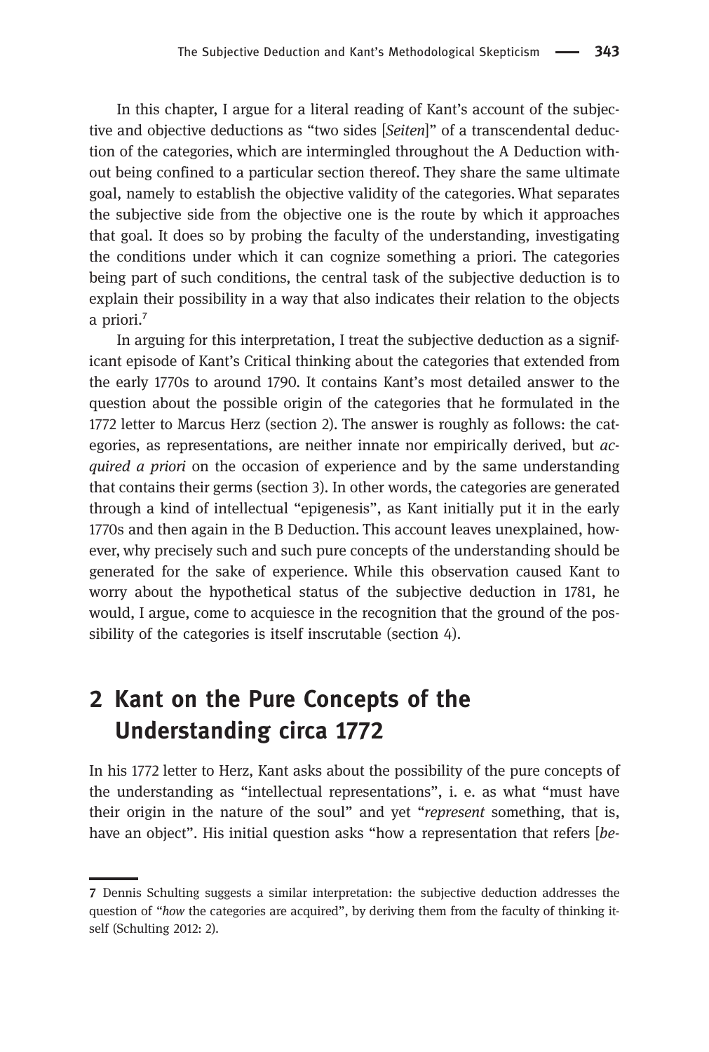In this chapter, I argue for a literal reading of Kant's account of the subjective and objective deductions as "two sides [*Seiten*]" of a transcendental deduction of the categories, which are intermingled throughout the A Deduction without being confined to a particular section thereof. They share the same ultimate goal, namely to establish the objective validity of the categories. What separates the subjective side from the objective one is the route by which it approaches that goal. It does so by probing the faculty of the understanding, investigating the conditions under which it can cognize something a priori. The categories being part of such conditions, the central task of the subjective deduction is to explain their possibility in a way that also indicates their relation to the objects a priori.[7]

In arguing for this interpretation, I treat the subjective deduction as a significant episode of Kant's Critical thinking about the categories that extended from the early 1770s to around 1790. It contains Kant's most detailed answer to the question about the possible origin of the categories that he formulated in the 1772 letter to Marcus Herz (section 2). The answer is roughly as follows: the categories, as representations, are neither innate nor empirically derived, but *acquired a priori* on the occasion of experience and by the same understanding that contains their germs (section 3). In other words, the categories are generated through a kind of intellectual "epigenesis", as Kant initially put it in the early 1770s and then again in the B Deduction. This account leaves unexplained, however, why precisely such and such pure concepts of the understanding should be generated for the sake of experience. While this observation caused Kant to worry about the hypothetical status of the subjective deduction in 1781, he would, I argue, come to acquiesce in the recognition that the ground of the possibility of the categories is itself inscrutable (section 4).

## 2 Kant on the Pure Concepts of the Understanding circa 1772

In his 1772 letter to Herz, Kant asks about the possibility of the pure concepts of the understanding as "intellectual representations", i. e. as what "must have their origin in the nature of the soul" and yet "*represent* something, that is, have an object". His initial question asks "how a representation that refers [*be-*

---

7 Dennis Schulting suggests a similar interpretation: the subjective deduction addresses the question of "*how* the categories are acquired", by deriving them from the faculty of thinking itself (Schulting 2012: 2).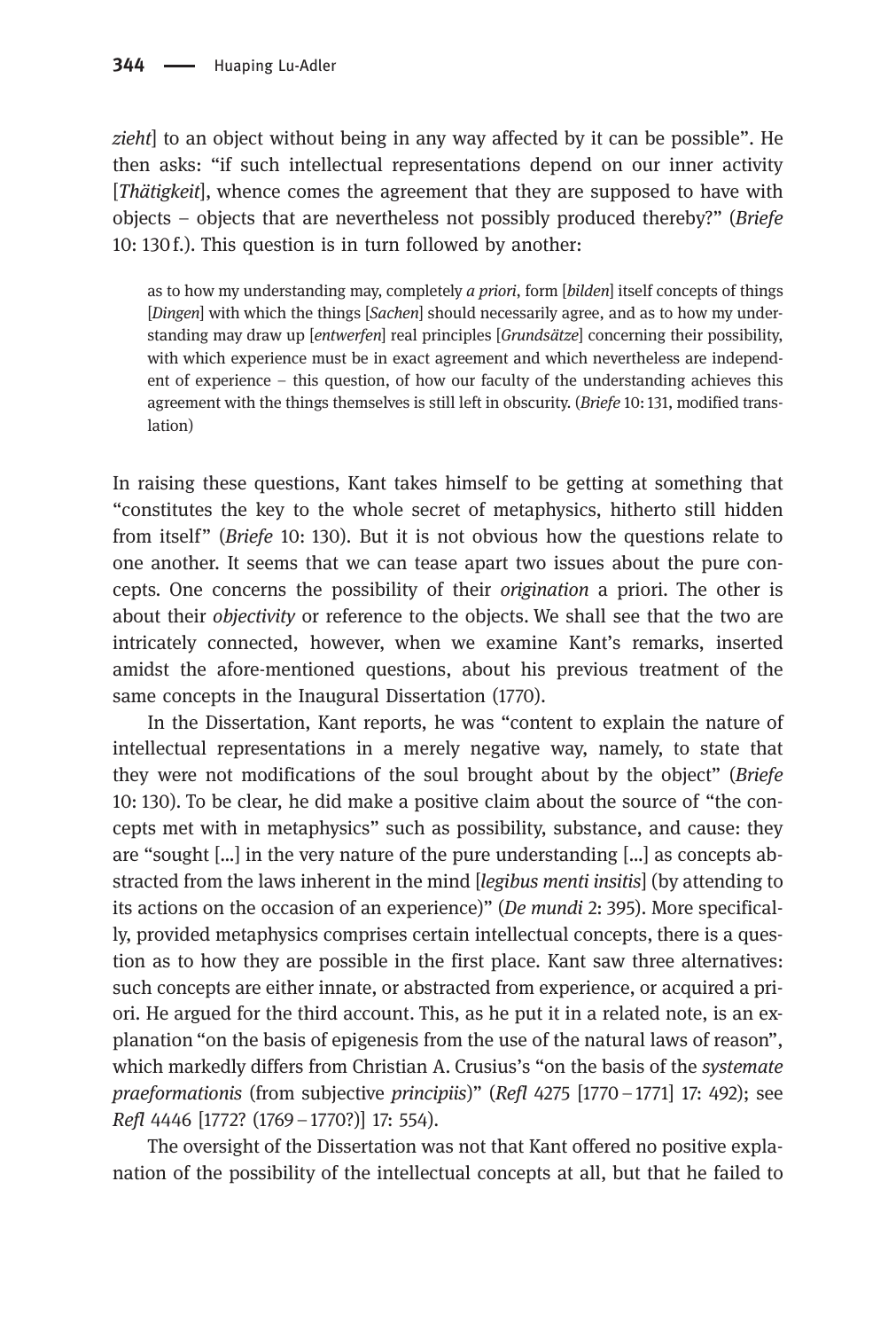*zieht*] to an object without being in any way affected by it can be possible". He then asks: "if such intellectual representations depend on our inner activity [*Thätigkeit*], whence comes the agreement that they are supposed to have with objects – objects that are nevertheless not possibly produced thereby?" (*Briefe* 10: 130 f.). This question is in turn followed by another:

> as to how my understanding may, completely *a priori*, form [*bilden*] itself concepts of things [*Dingen*] with which the things [*Sachen*] should necessarily agree, and as to how my understanding may draw up [*entwerfen*] real principles [*Grundsätze*] concerning their possibility, with which experience must be in exact agreement and which nevertheless are independent of experience – this question, of how our faculty of the understanding achieves this agreement with the things themselves is still left in obscurity. (*Briefe* 10: 131, modified translation)

In raising these questions, Kant takes himself to be getting at something that "constitutes the key to the whole secret of metaphysics, hitherto still hidden from itself" (*Briefe* 10: 130). But it is not obvious how the questions relate to one another. It seems that we can tease apart two issues about the pure concepts. One concerns the possibility of their *origination* a priori. The other is about their *objectivity* or reference to the objects. We shall see that the two are intricately connected, however, when we examine Kant's remarks, inserted amidst the afore-mentioned questions, about his previous treatment of the same concepts in the Inaugural Dissertation (1770).

In the Dissertation, Kant reports, he was "content to explain the nature of intellectual representations in a merely negative way, namely, to state that they were not modifications of the soul brought about by the object" (*Briefe* 10: 130). To be clear, he did make a positive claim about the source of "the concepts met with in metaphysics" such as possibility, substance, and cause: they are "sought […] in the very nature of the pure understanding […] as concepts abstracted from the laws inherent in the mind [*legibus menti insitis*] (by attending to its actions on the occasion of an experience)" (*De mundi* 2: 395). More specifically, provided metaphysics comprises certain intellectual concepts, there is a question as to how they are possible in the first place. Kant saw three alternatives: such concepts are either innate, or abstracted from experience, or acquired a priori. He argued for the third account. This, as he put it in a related note, is an explanation "on the basis of epigenesis from the use of the natural laws of reason", which markedly differs from Christian A. Crusius's "on the basis of the *systemate praeformationis* (from subjective *principiis*)" (*Refl* 4275 [1770 – 1771] 17: 492); see *Refl* 4446 [1772? (1769 – 1770?)] 17: 554).

The oversight of the Dissertation was not that Kant offered no positive explanation of the possibility of the intellectual concepts at all, but that he failed to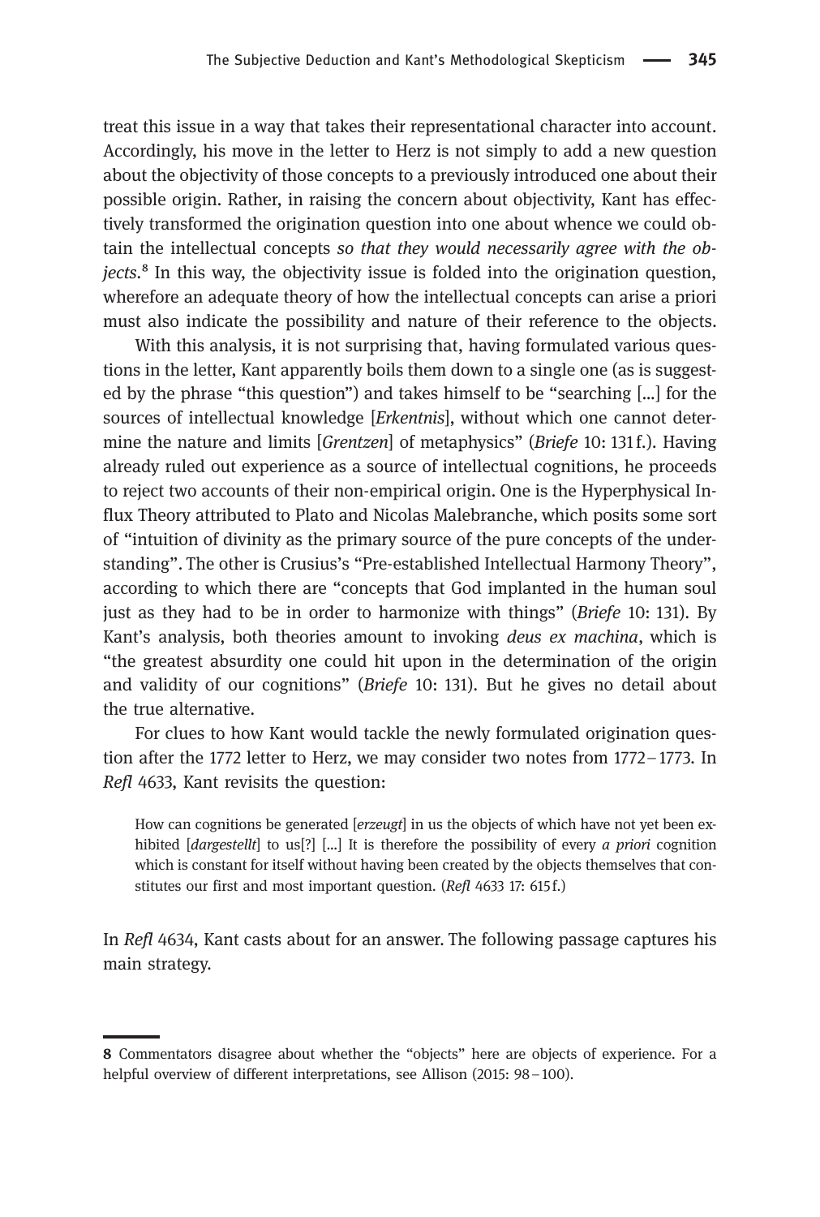treat this issue in a way that takes their representational character into account. Accordingly, his move in the letter to Herz is not simply to add a new question about the objectivity of those concepts to a previously introduced one about their possible origin. Rather, in raising the concern about objectivity, Kant has effectively transformed the origination question into one about whence we could obtain the intellectual concepts *so that they would necessarily agree with the objects*.[8] In this way, the objectivity issue is folded into the origination question, wherefore an adequate theory of how the intellectual concepts can arise a priori must also indicate the possibility and nature of their reference to the objects.

With this analysis, it is not surprising that, having formulated various questions in the letter, Kant apparently boils them down to a single one (as is suggested by the phrase "this question") and takes himself to be "searching […] for the sources of intellectual knowledge [*Erkentnis*], without which one cannot determine the nature and limits [*Grentzen*] of metaphysics" (*Briefe* 10: 131 f.). Having already ruled out experience as a source of intellectual cognitions, he proceeds to reject two accounts of their non-empirical origin. One is the Hyperphysical Influx Theory attributed to Plato and Nicolas Malebranche, which posits some sort of "intuition of divinity as the primary source of the pure concepts of the understanding". The other is Crusius's "Pre-established Intellectual Harmony Theory", according to which there are "concepts that God implanted in the human soul just as they had to be in order to harmonize with things" (*Briefe* 10: 131). By Kant's analysis, both theories amount to invoking *deus ex machina*, which is "the greatest absurdity one could hit upon in the determination of the origin and validity of our cognitions" (*Briefe* 10: 131). But he gives no detail about the true alternative.

For clues to how Kant would tackle the newly formulated origination question after the 1772 letter to Herz, we may consider two notes from 1772–1773. In *Refl* 4633, Kant revisits the question:

> How can cognitions be generated [*erzeugt*] in us the objects of which have not yet been exhibited [*dargestellt*] to us[?] […] It is therefore the possibility of every *a priori* cognition which is constant for itself without having been created by the objects themselves that constitutes our first and most important question. (*Refl* 4633 17: 615 f.)

In *Refl* 4634, Kant casts about for an answer. The following passage captures his main strategy.

---

8 Commentators disagree about whether the "objects" here are objects of experience. For a helpful overview of different interpretations, see Allison (2015: 98–100).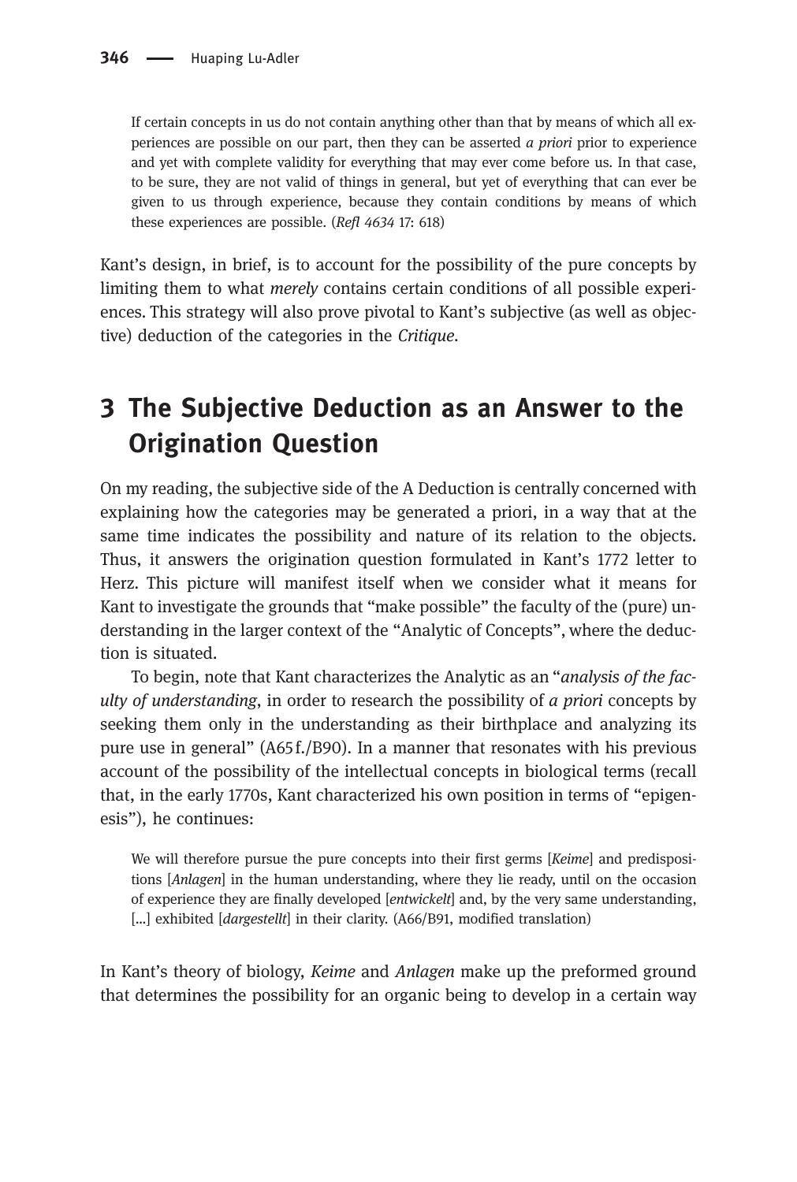> If certain concepts in us do not contain anything other than that by means of which all experiences are possible on our part, then they can be asserted *a priori* prior to experience and yet with complete validity for everything that may ever come before us. In that case, to be sure, they are not valid of things in general, but yet of everything that can ever be given to us through experience, because they contain conditions by means of which these experiences are possible. (*Refl 4634* 17: 618)

Kant's design, in brief, is to account for the possibility of the pure concepts by limiting them to what *merely* contains certain conditions of all possible experiences. This strategy will also prove pivotal to Kant's subjective (as well as objective) deduction of the categories in the *Critique*.

## 3 The Subjective Deduction as an Answer to the Origination Question

On my reading, the subjective side of the A Deduction is centrally concerned with explaining how the categories may be generated a priori, in a way that at the same time indicates the possibility and nature of its relation to the objects. Thus, it answers the origination question formulated in Kant's 1772 letter to Herz. This picture will manifest itself when we consider what it means for Kant to investigate the grounds that "make possible" the faculty of the (pure) understanding in the larger context of the "Analytic of Concepts", where the deduction is situated.

To begin, note that Kant characterizes the Analytic as an "*analysis of the faculty of understanding*, in order to research the possibility of *a priori* concepts by seeking them only in the understanding as their birthplace and analyzing its pure use in general" (A65 f./B90). In a manner that resonates with his previous account of the possibility of the intellectual concepts in biological terms (recall that, in the early 1770s, Kant characterized his own position in terms of "epigenesis"), he continues:

> We will therefore pursue the pure concepts into their first germs [*Keime*] and predispositions [*Anlagen*] in the human understanding, where they lie ready, until on the occasion of experience they are finally developed [*entwickelt*] and, by the very same understanding, [...] exhibited [*dargestellt*] in their clarity. (A66/B91, modified translation)

In Kant's theory of biology, *Keime* and *Anlagen* make up the preformed ground that determines the possibility for an organic being to develop in a certain way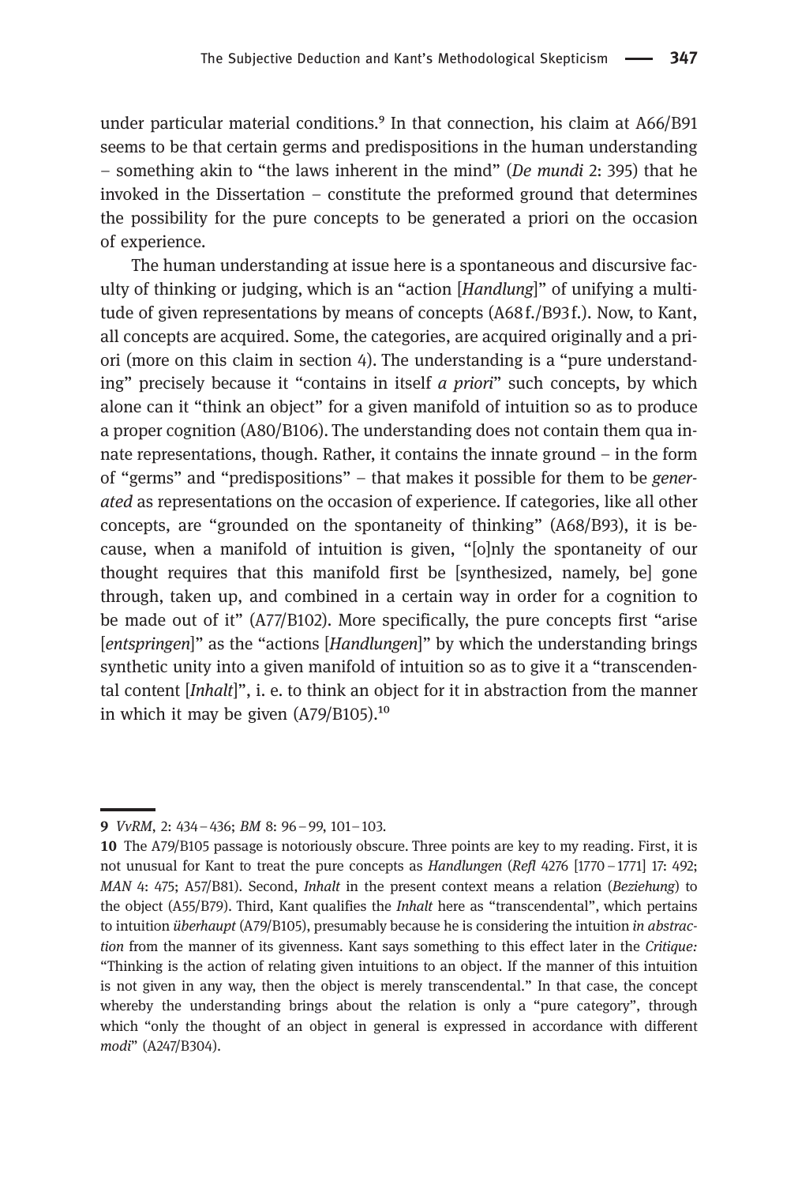under particular material conditions.[9] In that connection, his claim at A66/B91 seems to be that certain germs and predispositions in the human understanding – something akin to "the laws inherent in the mind" (*De mundi* 2: 395) that he invoked in the Dissertation – constitute the preformed ground that determines the possibility for the pure concepts to be generated a priori on the occasion of experience.

The human understanding at issue here is a spontaneous and discursive faculty of thinking or judging, which is an "action [*Handlung*]" of unifying a multitude of given representations by means of concepts (A68 f./B93 f.). Now, to Kant, all concepts are acquired. Some, the categories, are acquired originally and a priori (more on this claim in section 4). The understanding is a "pure understanding" precisely because it "contains in itself *a priori*" such concepts, by which alone can it "think an object" for a given manifold of intuition so as to produce a proper cognition (A80/B106). The understanding does not contain them qua innate representations, though. Rather, it contains the innate ground – in the form of "germs" and "predispositions" – that makes it possible for them to be *generated* as representations on the occasion of experience. If categories, like all other concepts, are "grounded on the spontaneity of thinking" (A68/B93), it is because, when a manifold of intuition is given, "[o]nly the spontaneity of our thought requires that this manifold first be [synthesized, namely, be] gone through, taken up, and combined in a certain way in order for a cognition to be made out of it" (A77/B102). More specifically, the pure concepts first "arise [*entspringen*]" as the "actions [*Handlungen*]" by which the understanding brings synthetic unity into a given manifold of intuition so as to give it a "transcendental content [*Inhalt*]", i. e. to think an object for it in abstraction from the manner in which it may be given (A79/B105).[10]

---

**9** *VvRM*, 2: 434 – 436; *BM* 8: 96 – 99, 101 – 103.

**10** The A79/B105 passage is notoriously obscure. Three points are key to my reading. First, it is not unusual for Kant to treat the pure concepts as *Handlungen* (*Refl* 4276 [1770 – 1771] 17: 492; *MAN* 4: 475; A57/B81). Second, *Inhalt* in the present context means a relation (*Beziehung*) to the object (A55/B79). Third, Kant qualifies the *Inhalt* here as "transcendental", which pertains to intuition *überhaupt* (A79/B105), presumably because he is considering the intuition *in abstraction* from the manner of its givenness. Kant says something to this effect later in the *Critique:* "Thinking is the action of relating given intuitions to an object. If the manner of this intuition is not given in any way, then the object is merely transcendental." In that case, the concept whereby the understanding brings about the relation is only a "pure category", through which "only the thought of an object in general is expressed in accordance with different *modi*" (A247/B304).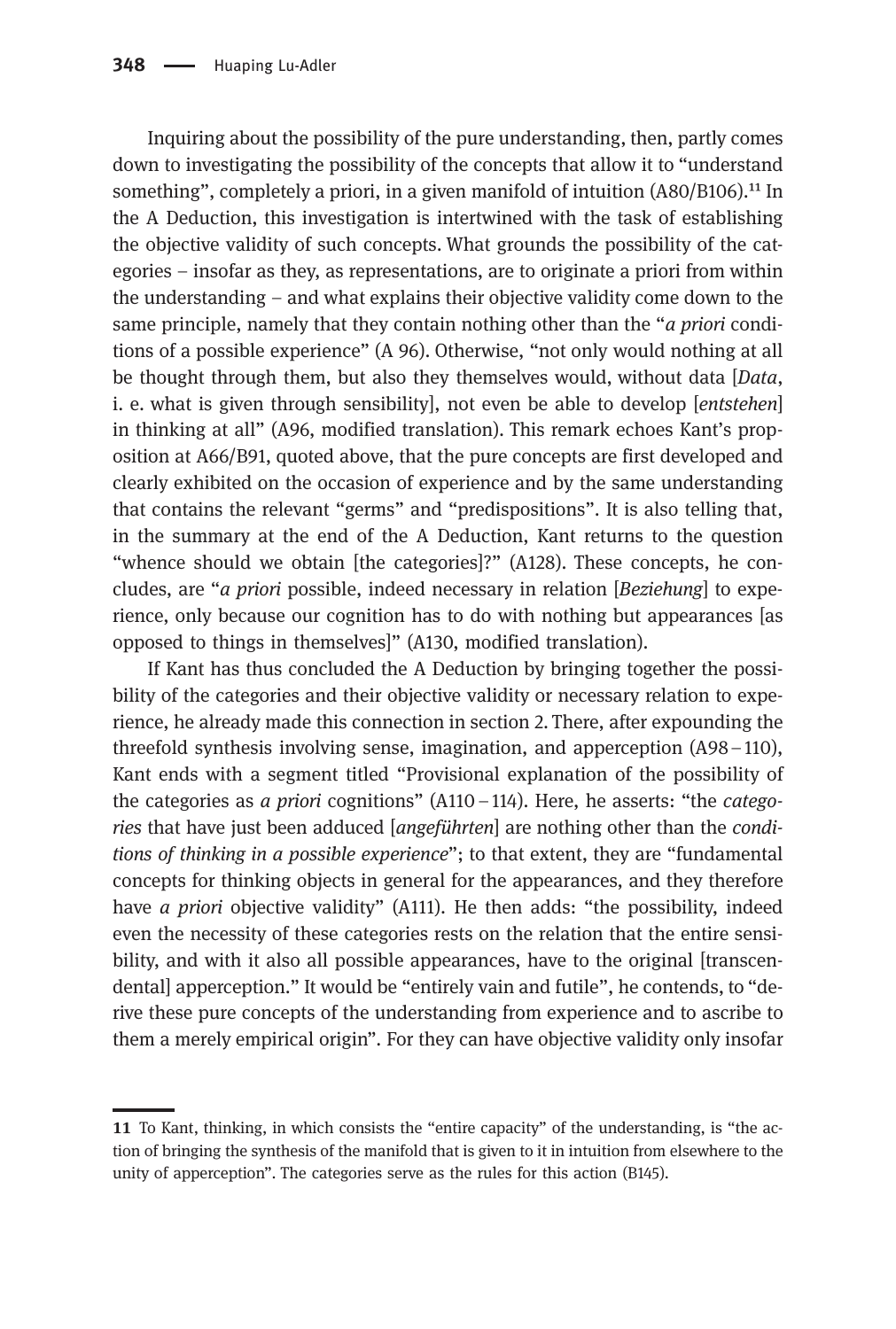Inquiring about the possibility of the pure understanding, then, partly comes down to investigating the possibility of the concepts that allow it to "understand something", completely a priori, in a given manifold of intuition (A80/B106).[11] In the A Deduction, this investigation is intertwined with the task of establishing the objective validity of such concepts. What grounds the possibility of the categories – insofar as they, as representations, are to originate a priori from within the understanding – and what explains their objective validity come down to the same principle, namely that they contain nothing other than the "*a priori* conditions of a possible experience" (A 96). Otherwise, "not only would nothing at all be thought through them, but also they themselves would, without data [*Data*, i. e. what is given through sensibility], not even be able to develop [*entstehen*] in thinking at all" (A96, modified translation). This remark echoes Kant's proposition at A66/B91, quoted above, that the pure concepts are first developed and clearly exhibited on the occasion of experience and by the same understanding that contains the relevant "germs" and "predispositions". It is also telling that, in the summary at the end of the A Deduction, Kant returns to the question "whence should we obtain [the categories]?" (A128). These concepts, he concludes, are "*a priori* possible, indeed necessary in relation [*Beziehung*] to experience, only because our cognition has to do with nothing but appearances [as opposed to things in themselves]" (A130, modified translation).

If Kant has thus concluded the A Deduction by bringing together the possibility of the categories and their objective validity or necessary relation to experience, he already made this connection in section 2. There, after expounding the threefold synthesis involving sense, imagination, and apperception (A98–110), Kant ends with a segment titled "Provisional explanation of the possibility of the categories as *a priori* cognitions" (A110–114). Here, he asserts: "the *categories* that have just been adduced [*angeführten*] are nothing other than the *conditions of thinking in a possible experience*"; to that extent, they are "fundamental concepts for thinking objects in general for the appearances, and they therefore have *a priori* objective validity" (A111). He then adds: "the possibility, indeed even the necessity of these categories rests on the relation that the entire sensibility, and with it also all possible appearances, have to the original [transcendental] apperception." It would be "entirely vain and futile", he contends, to "derive these pure concepts of the understanding from experience and to ascribe to them a merely empirical origin". For they can have objective validity only insofar

---

[11] To Kant, thinking, in which consists the "entire capacity" of the understanding, is "the action of bringing the synthesis of the manifold that is given to it in intuition from elsewhere to the unity of apperception". The categories serve as the rules for this action (B145).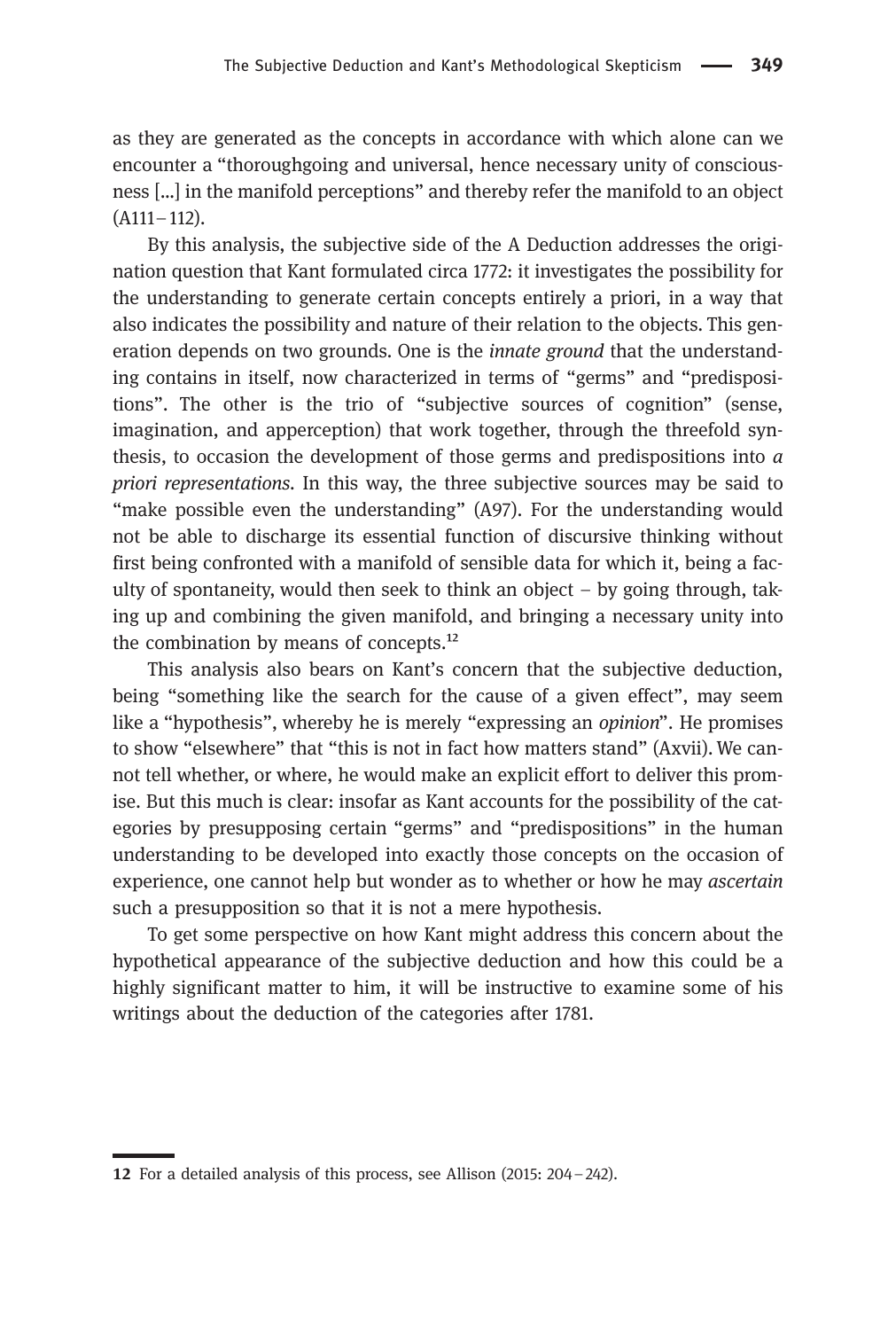as they are generated as the concepts in accordance with which alone can we encounter a "thoroughgoing and universal, hence necessary unity of consciousness [...] in the manifold perceptions" and thereby refer the manifold to an object (A111–112).

By this analysis, the subjective side of the A Deduction addresses the origination question that Kant formulated circa 1772: it investigates the possibility for the understanding to generate certain concepts entirely a priori, in a way that also indicates the possibility and nature of their relation to the objects. This generation depends on two grounds. One is the *innate ground* that the understanding contains in itself, now characterized in terms of "germs" and "predispositions". The other is the trio of "subjective sources of cognition" (sense, imagination, and apperception) that work together, through the threefold synthesis, to occasion the development of those germs and predispositions into *a priori representations*. In this way, the three subjective sources may be said to "make possible even the understanding" (A97). For the understanding would not be able to discharge its essential function of discursive thinking without first being confronted with a manifold of sensible data for which it, being a faculty of spontaneity, would then seek to think an object – by going through, taking up and combining the given manifold, and bringing a necessary unity into the combination by means of concepts.[12]

This analysis also bears on Kant's concern that the subjective deduction, being "something like the search for the cause of a given effect", may seem like a "hypothesis", whereby he is merely "expressing an *opinion*". He promises to show "elsewhere" that "this is not in fact how matters stand" (Axvii). We cannot tell whether, or where, he would make an explicit effort to deliver this promise. But this much is clear: insofar as Kant accounts for the possibility of the categories by presupposing certain "germs" and "predispositions" in the human understanding to be developed into exactly those concepts on the occasion of experience, one cannot help but wonder as to whether or how he may *ascertain* such a presupposition so that it is not a mere hypothesis.

To get some perspective on how Kant might address this concern about the hypothetical appearance of the subjective deduction and how this could be a highly significant matter to him, it will be instructive to examine some of his writings about the deduction of the categories after 1781.

---

**12** For a detailed analysis of this process, see Allison (2015: 204–242).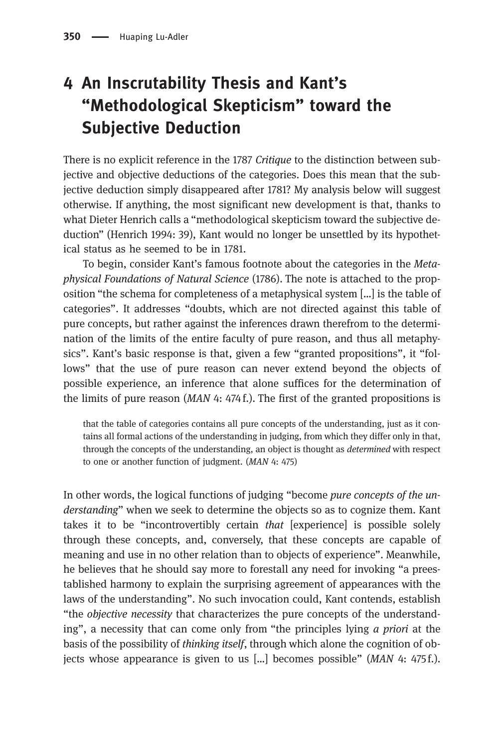## 4 An Inscrutability Thesis and Kant's "Methodological Skepticism" toward the Subjective Deduction

There is no explicit reference in the 1787 *Critique* to the distinction between subjective and objective deductions of the categories. Does this mean that the subjective deduction simply disappeared after 1781? My analysis below will suggest otherwise. If anything, the most significant new development is that, thanks to what Dieter Henrich calls a "methodological skepticism toward the subjective deduction" (Henrich 1994: 39), Kant would no longer be unsettled by its hypothetical status as he seemed to be in 1781.

To begin, consider Kant's famous footnote about the categories in the *Metaphysical Foundations of Natural Science* (1786). The note is attached to the proposition "the schema for completeness of a metaphysical system [...] is the table of categories". It addresses "doubts, which are not directed against this table of pure concepts, but rather against the inferences drawn therefrom to the determination of the limits of the entire faculty of pure reason, and thus all metaphysics". Kant's basic response is that, given a few "granted propositions", it "follows" that the use of pure reason can never extend beyond the objects of possible experience, an inference that alone suffices for the determination of the limits of pure reason (*MAN* 4: 474 f.). The first of the granted propositions is

> that the table of categories contains all pure concepts of the understanding, just as it contains all formal actions of the understanding in judging, from which they differ only in that, through the concepts of the understanding, an object is thought as *determined* with respect to one or another function of judgment. (*MAN* 4: 475)

In other words, the logical functions of judging "become *pure concepts of the understanding*" when we seek to determine the objects so as to cognize them. Kant takes it to be "incontrovertibly certain *that* [experience] is possible solely through these concepts, and, conversely, that these concepts are capable of meaning and use in no other relation than to objects of experience". Meanwhile, he believes that he should say more to forestall any need for invoking "a preestablished harmony to explain the surprising agreement of appearances with the laws of the understanding". No such invocation could, Kant contends, establish "the *objective necessity* that characterizes the pure concepts of the understanding", a necessity that can come only from "the principles lying *a priori* at the basis of the possibility of *thinking itself*, through which alone the cognition of objects whose appearance is given to us [...] becomes possible" (*MAN* 4: 475 f.).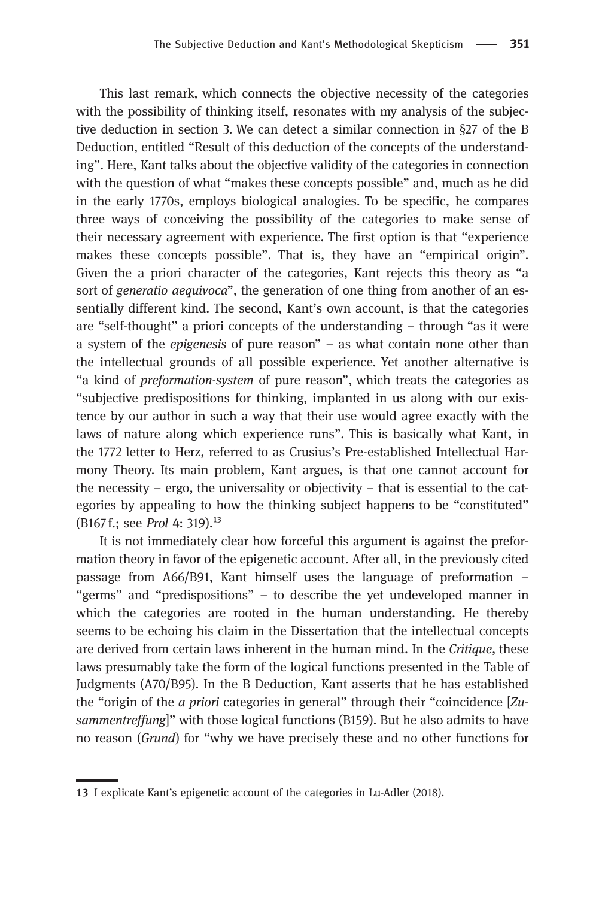This last remark, which connects the objective necessity of the categories with the possibility of thinking itself, resonates with my analysis of the subjective deduction in section 3. We can detect a similar connection in §27 of the B Deduction, entitled "Result of this deduction of the concepts of the understanding". Here, Kant talks about the objective validity of the categories in connection with the question of what "makes these concepts possible" and, much as he did in the early 1770s, employs biological analogies. To be specific, he compares three ways of conceiving the possibility of the categories to make sense of their necessary agreement with experience. The first option is that "experience makes these concepts possible". That is, they have an "empirical origin". Given the a priori character of the categories, Kant rejects this theory as "a sort of *generatio aequivoca*", the generation of one thing from another of an essentially different kind. The second, Kant's own account, is that the categories are "self-thought" a priori concepts of the understanding – through "as it were a system of the *epigenesis* of pure reason" – as what contain none other than the intellectual grounds of all possible experience. Yet another alternative is "a kind of *preformation-system* of pure reason", which treats the categories as "subjective predispositions for thinking, implanted in us along with our existence by our author in such a way that their use would agree exactly with the laws of nature along which experience runs". This is basically what Kant, in the 1772 letter to Herz, referred to as Crusius's Pre-established Intellectual Harmony Theory. Its main problem, Kant argues, is that one cannot account for the necessity – ergo, the universality or objectivity – that is essential to the categories by appealing to how the thinking subject happens to be "constituted" (B167 f.; see *Prol* 4: 319).[13]

It is not immediately clear how forceful this argument is against the preformation theory in favor of the epigenetic account. After all, in the previously cited passage from A66/B91, Kant himself uses the language of preformation – "germs" and "predispositions" – to describe the yet undeveloped manner in which the categories are rooted in the human understanding. He thereby seems to be echoing his claim in the Dissertation that the intellectual concepts are derived from certain laws inherent in the human mind. In the *Critique*, these laws presumably take the form of the logical functions presented in the Table of Judgments (A70/B95). In the B Deduction, Kant asserts that he has established the "origin of the *a priori* categories in general" through their "coincidence [*Zusammentreffung*]" with those logical functions (B159). But he also admits to have no reason (*Grund*) for "why we have precisely these and no other functions for

---

**13** I explicate Kant's epigenetic account of the categories in Lu-Adler (2018).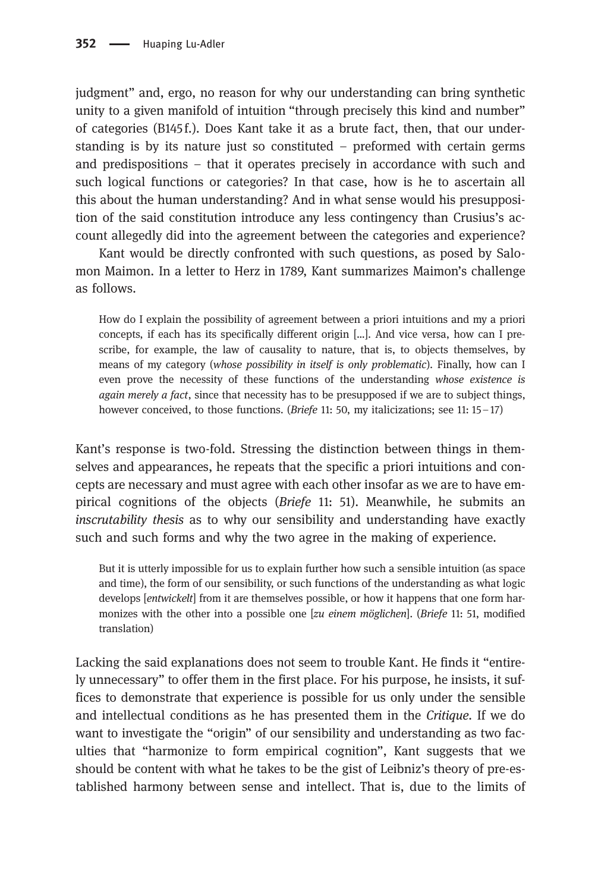judgment" and, ergo, no reason for why our understanding can bring synthetic unity to a given manifold of intuition "through precisely this kind and number" of categories (B145 f.). Does Kant take it as a brute fact, then, that our understanding is by its nature just so constituted – preformed with certain germs and predispositions – that it operates precisely in accordance with such and such logical functions or categories? In that case, how is he to ascertain all this about the human understanding? And in what sense would his presupposition of the said constitution introduce any less contingency than Crusius's account allegedly did into the agreement between the categories and experience?

Kant would be directly confronted with such questions, as posed by Salomon Maimon. In a letter to Herz in 1789, Kant summarizes Maimon's challenge as follows.

> How do I explain the possibility of agreement between a priori intuitions and my a priori concepts, if each has its specifically different origin [...]. And vice versa, how can I prescribe, for example, the law of causality to nature, that is, to objects themselves, by means of my category (*whose possibility in itself is only problematic*). Finally, how can I even prove the necessity of these functions of the understanding *whose existence is again merely a fact*, since that necessity has to be presupposed if we are to subject things, however conceived, to those functions. (*Briefe* 11: 50, my italicizations; see 11: 15–17)

Kant's response is two-fold. Stressing the distinction between things in themselves and appearances, he repeats that the specific a priori intuitions and concepts are necessary and must agree with each other insofar as we are to have empirical cognitions of the objects (*Briefe* 11: 51). Meanwhile, he submits an *inscrutability thesis* as to why our sensibility and understanding have exactly such and such forms and why the two agree in the making of experience.

> But it is utterly impossible for us to explain further how such a sensible intuition (as space and time), the form of our sensibility, or such functions of the understanding as what logic develops [*entwickelt*] from it are themselves possible, or how it happens that one form harmonizes with the other into a possible one [*zu einem möglichen*]. (*Briefe* 11: 51, modified translation)

Lacking the said explanations does not seem to trouble Kant. He finds it "entirely unnecessary" to offer them in the first place. For his purpose, he insists, it suffices to demonstrate that experience is possible for us only under the sensible and intellectual conditions as he has presented them in the *Critique*. If we do want to investigate the "origin" of our sensibility and understanding as two faculties that "harmonize to form empirical cognition", Kant suggests that we should be content with what he takes to be the gist of Leibniz's theory of pre-established harmony between sense and intellect. That is, due to the limits of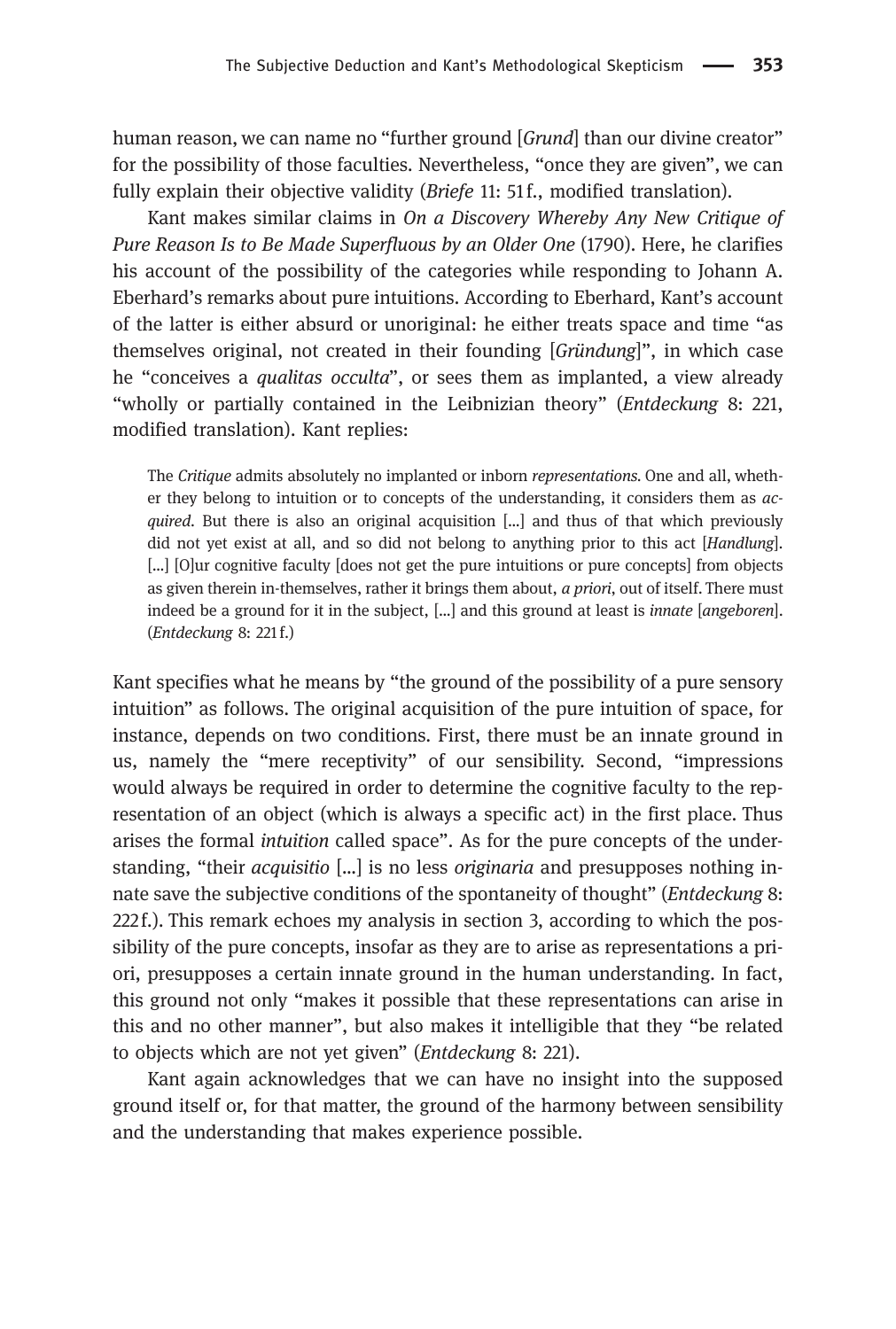human reason, we can name no "further ground [*Grund*] than our divine creator" for the possibility of those faculties. Nevertheless, "once they are given", we can fully explain their objective validity (*Briefe* 11: 51 f., modified translation).

Kant makes similar claims in *On a Discovery Whereby Any New Critique of Pure Reason Is to Be Made Superfluous by an Older One* (1790). Here, he clarifies his account of the possibility of the categories while responding to Johann A. Eberhard's remarks about pure intuitions. According to Eberhard, Kant's account of the latter is either absurd or unoriginal: he either treats space and time "as themselves original, not created in their founding [*Gründung*]", in which case he "conceives a *qualitas occulta*", or sees them as implanted, a view already "wholly or partially contained in the Leibnizian theory" (*Entdeckung* 8: 221, modified translation). Kant replies:

> The *Critique* admits absolutely no implanted or inborn *representations*. One and all, whether they belong to intuition or to concepts of the understanding, it considers them as *acquired*. But there is also an original acquisition [...] and thus of that which previously did not yet exist at all, and so did not belong to anything prior to this act [*Handlung*]. [...] [O]ur cognitive faculty [does not get the pure intuitions or pure concepts] from objects as given therein in-themselves, rather it brings them about, *a priori*, out of itself. There must indeed be a ground for it in the subject, [...] and this ground at least is *innate* [*angeboren*]. (*Entdeckung* 8: 221 f.)

Kant specifies what he means by "the ground of the possibility of a pure sensory intuition" as follows. The original acquisition of the pure intuition of space, for instance, depends on two conditions. First, there must be an innate ground in us, namely the "mere receptivity" of our sensibility. Second, "impressions would always be required in order to determine the cognitive faculty to the representation of an object (which is always a specific act) in the first place. Thus arises the formal *intuition* called space". As for the pure concepts of the understanding, "their *acquisitio* [...] is no less *originaria* and presupposes nothing innate save the subjective conditions of the spontaneity of thought" (*Entdeckung* 8: 222 f.). This remark echoes my analysis in section 3, according to which the possibility of the pure concepts, insofar as they are to arise as representations a priori, presupposes a certain innate ground in the human understanding. In fact, this ground not only "makes it possible that these representations can arise in this and no other manner", but also makes it intelligible that they "be related to objects which are not yet given" (*Entdeckung* 8: 221).

Kant again acknowledges that we can have no insight into the supposed ground itself or, for that matter, the ground of the harmony between sensibility and the understanding that makes experience possible.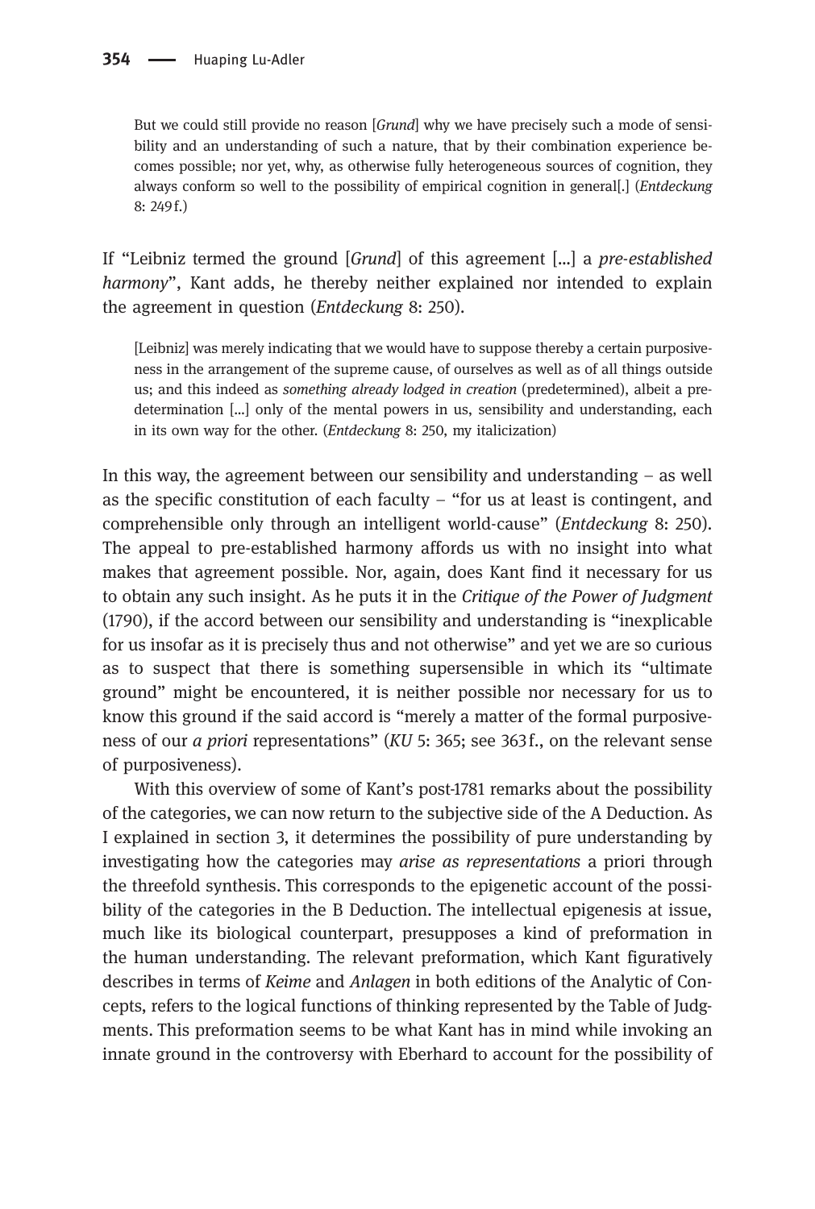> But we could still provide no reason [*Grund*] why we have precisely such a mode of sensibility and an understanding of such a nature, that by their combination experience becomes possible; nor yet, why, as otherwise fully heterogeneous sources of cognition, they always conform so well to the possibility of empirical cognition in general[.] (*Entdeckung* 8: 249 f.)

If "Leibniz termed the ground [*Grund*] of this agreement [...] a *pre-established harmony*", Kant adds, he thereby neither explained nor intended to explain the agreement in question (*Entdeckung* 8: 250).

> [Leibniz] was merely indicating that we would have to suppose thereby a certain purposiveness in the arrangement of the supreme cause, of ourselves as well as of all things outside us; and this indeed as *something already lodged in creation* (predetermined), albeit a predetermination [...] only of the mental powers in us, sensibility and understanding, each in its own way for the other. (*Entdeckung* 8: 250, my italicization)

In this way, the agreement between our sensibility and understanding – as well as the specific constitution of each faculty – "for us at least is contingent, and comprehensible only through an intelligent world-cause" (*Entdeckung* 8: 250). The appeal to pre-established harmony affords us with no insight into what makes that agreement possible. Nor, again, does Kant find it necessary for us to obtain any such insight. As he puts it in the *Critique of the Power of Judgment* (1790), if the accord between our sensibility and understanding is "inexplicable for us insofar as it is precisely thus and not otherwise" and yet we are so curious as to suspect that there is something supersensible in which its "ultimate ground" might be encountered, it is neither possible nor necessary for us to know this ground if the said accord is "merely a matter of the formal purposiveness of our *a priori* representations" (*KU* 5: 365; see 363 f., on the relevant sense of purposiveness).

With this overview of some of Kant's post-1781 remarks about the possibility of the categories, we can now return to the subjective side of the A Deduction. As I explained in section 3, it determines the possibility of pure understanding by investigating how the categories may *arise as representations* a priori through the threefold synthesis. This corresponds to the epigenetic account of the possibility of the categories in the B Deduction. The intellectual epigenesis at issue, much like its biological counterpart, presupposes a kind of preformation in the human understanding. The relevant preformation, which Kant figuratively describes in terms of *Keime* and *Anlagen* in both editions of the Analytic of Concepts, refers to the logical functions of thinking represented by the Table of Judgments. This preformation seems to be what Kant has in mind while invoking an innate ground in the controversy with Eberhard to account for the possibility of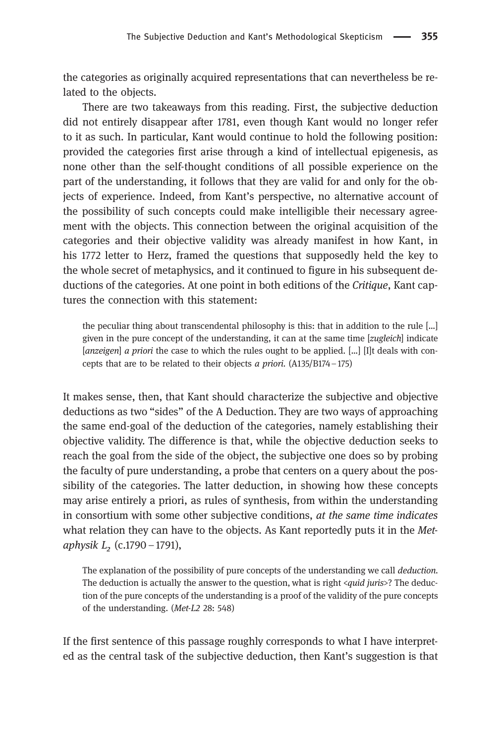the categories as originally acquired representations that can nevertheless be related to the objects.

There are two takeaways from this reading. First, the subjective deduction did not entirely disappear after 1781, even though Kant would no longer refer to it as such. In particular, Kant would continue to hold the following position: provided the categories first arise through a kind of intellectual epigenesis, as none other than the self-thought conditions of all possible experience on the part of the understanding, it follows that they are valid for and only for the objects of experience. Indeed, from Kant's perspective, no alternative account of the possibility of such concepts could make intelligible their necessary agreement with the objects. This connection between the original acquisition of the categories and their objective validity was already manifest in how Kant, in his 1772 letter to Herz, framed the questions that supposedly held the key to the whole secret of metaphysics, and it continued to figure in his subsequent deductions of the categories. At one point in both editions of the *Critique*, Kant captures the connection with this statement:

> the peculiar thing about transcendental philosophy is this: that in addition to the rule [...] given in the pure concept of the understanding, it can at the same time [*zugleich*] indicate [*anzeigen*] *a priori* the case to which the rules ought to be applied. [...] [I]t deals with concepts that are to be related to their objects *a priori*. (A135/B174–175)

It makes sense, then, that Kant should characterize the subjective and objective deductions as two "sides" of the A Deduction. They are two ways of approaching the same end-goal of the deduction of the categories, namely establishing their objective validity. The difference is that, while the objective deduction seeks to reach the goal from the side of the object, the subjective one does so by probing the faculty of pure understanding, a probe that centers on a query about the possibility of the categories. The latter deduction, in showing how these concepts may arise entirely a priori, as rules of synthesis, from within the understanding in consortium with some other subjective conditions, *at the same time indicates* what relation they can have to the objects. As Kant reportedly puts it in the *Metaphysik $L_2$* (c.1790–1791),

> The explanation of the possibility of pure concepts of the understanding we call *deduction*. The deduction is actually the answer to the question, what is right <*quid juris*>? The deduction of the pure concepts of the understanding is a proof of the validity of the pure concepts of the understanding. (*Met-L2* 28: 548)

If the first sentence of this passage roughly corresponds to what I have interpreted as the central task of the subjective deduction, then Kant's suggestion is that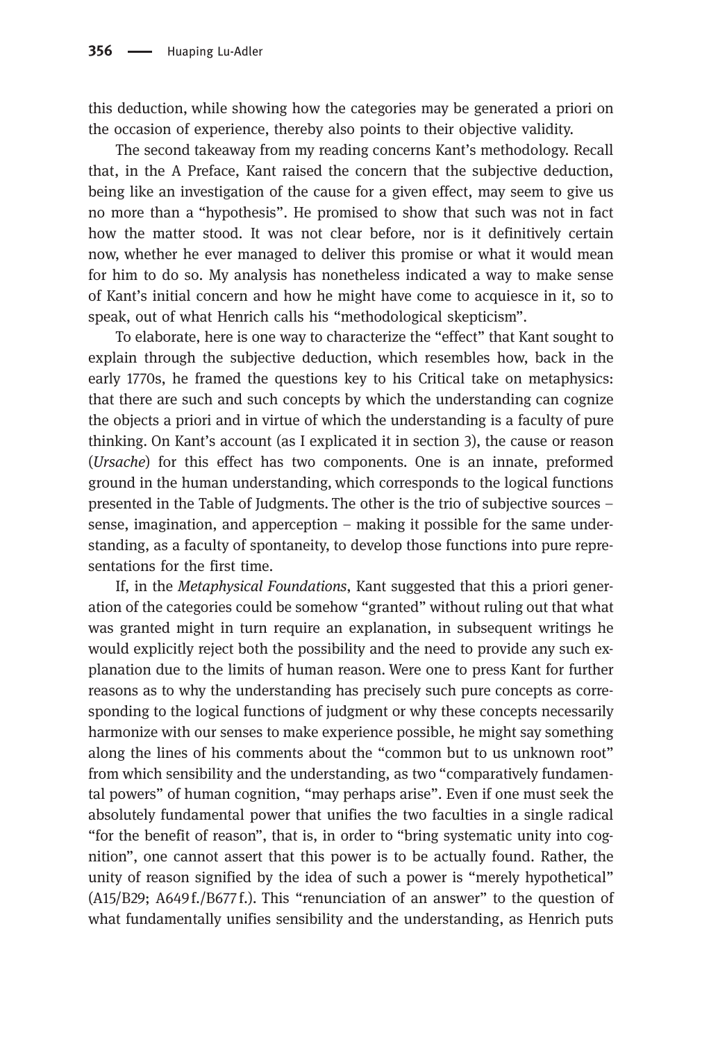this deduction, while showing how the categories may be generated a priori on the occasion of experience, thereby also points to their objective validity.

The second takeaway from my reading concerns Kant's methodology. Recall that, in the A Preface, Kant raised the concern that the subjective deduction, being like an investigation of the cause for a given effect, may seem to give us no more than a "hypothesis". He promised to show that such was not in fact how the matter stood. It was not clear before, nor is it definitively certain now, whether he ever managed to deliver this promise or what it would mean for him to do so. My analysis has nonetheless indicated a way to make sense of Kant's initial concern and how he might have come to acquiesce in it, so to speak, out of what Henrich calls his "methodological skepticism".

To elaborate, here is one way to characterize the "effect" that Kant sought to explain through the subjective deduction, which resembles how, back in the early 1770s, he framed the questions key to his Critical take on metaphysics: that there are such and such concepts by which the understanding can cognize the objects a priori and in virtue of which the understanding is a faculty of pure thinking. On Kant's account (as I explicated it in section 3), the cause or reason (*Ursache*) for this effect has two components. One is an innate, preformed ground in the human understanding, which corresponds to the logical functions presented in the Table of Judgments. The other is the trio of subjective sources – sense, imagination, and apperception – making it possible for the same understanding, as a faculty of spontaneity, to develop those functions into pure representations for the first time.

If, in the *Metaphysical Foundations*, Kant suggested that this a priori generation of the categories could be somehow "granted" without ruling out that what was granted might in turn require an explanation, in subsequent writings he would explicitly reject both the possibility and the need to provide any such explanation due to the limits of human reason. Were one to press Kant for further reasons as to why the understanding has precisely such pure concepts as corresponding to the logical functions of judgment or why these concepts necessarily harmonize with our senses to make experience possible, he might say something along the lines of his comments about the "common but to us unknown root" from which sensibility and the understanding, as two "comparatively fundamental powers" of human cognition, "may perhaps arise". Even if one must seek the absolutely fundamental power that unifies the two faculties in a single radical "for the benefit of reason", that is, in order to "bring systematic unity into cognition", one cannot assert that this power is to be actually found. Rather, the unity of reason signified by the idea of such a power is "merely hypothetical" (A15/B29; A649 f./B677 f.). This "renunciation of an answer" to the question of what fundamentally unifies sensibility and the understanding, as Henrich puts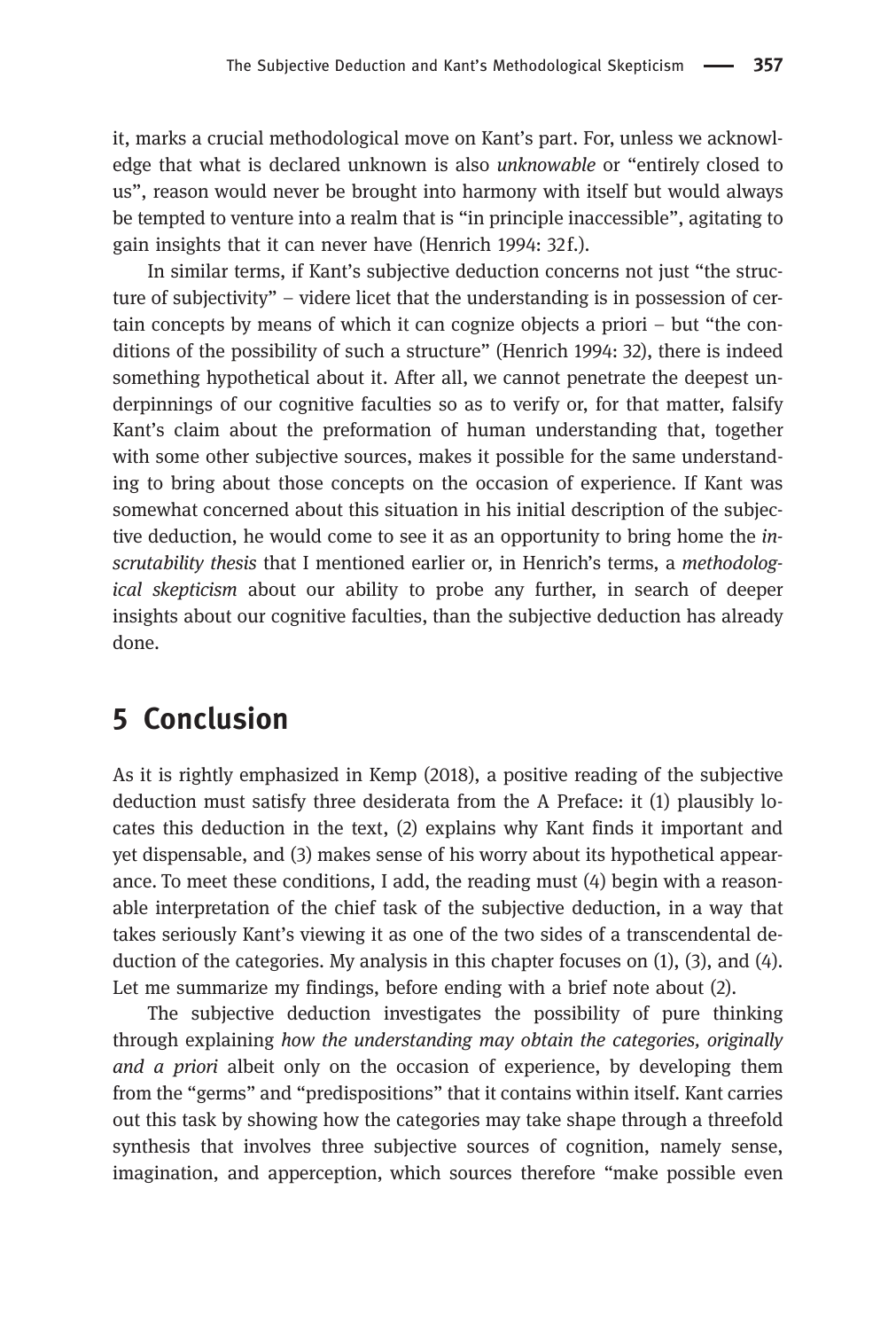it, marks a crucial methodological move on Kant's part. For, unless we acknowledge that what is declared unknown is also *unknowable* or "entirely closed to us", reason would never be brought into harmony with itself but would always be tempted to venture into a realm that is "in principle inaccessible", agitating to gain insights that it can never have (Henrich 1994: 32f.).

In similar terms, if Kant's subjective deduction concerns not just "the structure of subjectivity" – videre licet that the understanding is in possession of certain concepts by means of which it can cognize objects a priori – but "the conditions of the possibility of such a structure" (Henrich 1994: 32), there is indeed something hypothetical about it. After all, we cannot penetrate the deepest underpinnings of our cognitive faculties so as to verify or, for that matter, falsify Kant's claim about the preformation of human understanding that, together with some other subjective sources, makes it possible for the same understanding to bring about those concepts on the occasion of experience. If Kant was somewhat concerned about this situation in his initial description of the subjective deduction, he would come to see it as an opportunity to bring home the *inscrutability thesis* that I mentioned earlier or, in Henrich's terms, a *methodological skepticism* about our ability to probe any further, in search of deeper insights about our cognitive faculties, than the subjective deduction has already done.

## 5 Conclusion

As it is rightly emphasized in Kemp (2018), a positive reading of the subjective deduction must satisfy three desiderata from the A Preface: it (1) plausibly locates this deduction in the text, (2) explains why Kant finds it important and yet dispensable, and (3) makes sense of his worry about its hypothetical appearance. To meet these conditions, I add, the reading must (4) begin with a reasonable interpretation of the chief task of the subjective deduction, in a way that takes seriously Kant's viewing it as one of the two sides of a transcendental deduction of the categories. My analysis in this chapter focuses on (1), (3), and (4). Let me summarize my findings, before ending with a brief note about (2).

The subjective deduction investigates the possibility of pure thinking through explaining *how the understanding may obtain the categories, originally and a priori* albeit only on the occasion of experience, by developing them from the "germs" and "predispositions" that it contains within itself. Kant carries out this task by showing how the categories may take shape through a threefold synthesis that involves three subjective sources of cognition, namely sense, imagination, and apperception, which sources therefore "make possible even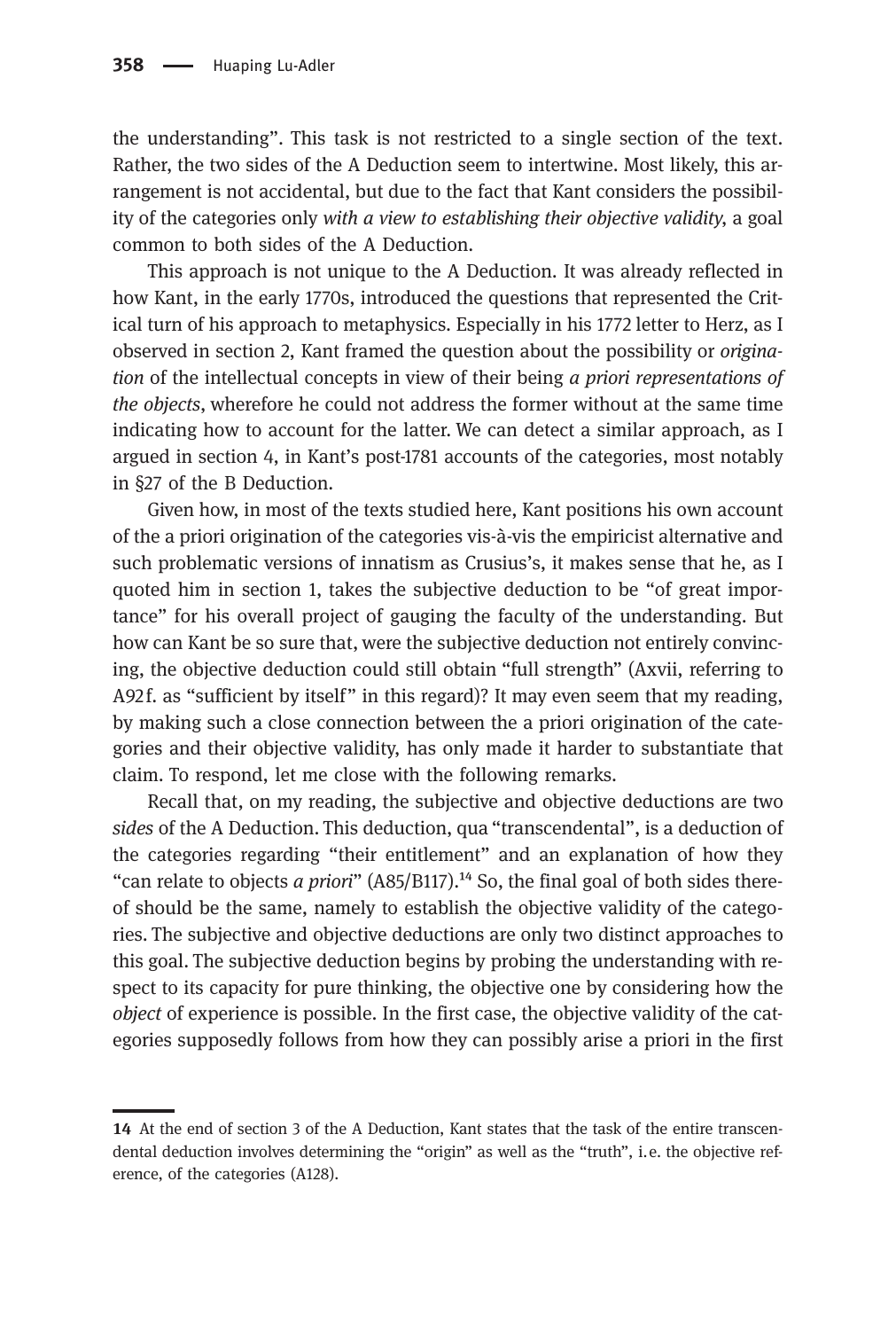the understanding". This task is not restricted to a single section of the text. Rather, the two sides of the A Deduction seem to intertwine. Most likely, this arrangement is not accidental, but due to the fact that Kant considers the possibility of the categories only *with a view to establishing their objective validity*, a goal common to both sides of the A Deduction.

This approach is not unique to the A Deduction. It was already reflected in how Kant, in the early 1770s, introduced the questions that represented the Critical turn of his approach to metaphysics. Especially in his 1772 letter to Herz, as I observed in section 2, Kant framed the question about the possibility or *origination* of the intellectual concepts in view of their being *a priori representations of the objects*, wherefore he could not address the former without at the same time indicating how to account for the latter. We can detect a similar approach, as I argued in section 4, in Kant's post-1781 accounts of the categories, most notably in §27 of the B Deduction.

Given how, in most of the texts studied here, Kant positions his own account of the a priori origination of the categories vis-à-vis the empiricist alternative and such problematic versions of innatism as Crusius's, it makes sense that he, as I quoted him in section 1, takes the subjective deduction to be "of great importance" for his overall project of gauging the faculty of the understanding. But how can Kant be so sure that, were the subjective deduction not entirely convincing, the objective deduction could still obtain "full strength" (Axvii, referring to A92f. as "sufficient by itself" in this regard)? It may even seem that my reading, by making such a close connection between the a priori origination of the categories and their objective validity, has only made it harder to substantiate that claim. To respond, let me close with the following remarks.

Recall that, on my reading, the subjective and objective deductions are two *sides* of the A Deduction. This deduction, qua "transcendental", is a deduction of the categories regarding "their entitlement" and an explanation of how they "can relate to objects *a priori*" (A85/B117).[14] So, the final goal of both sides thereof should be the same, namely to establish the objective validity of the categories. The subjective and objective deductions are only two distinct approaches to this goal. The subjective deduction begins by probing the understanding with respect to its capacity for pure thinking, the objective one by considering how the *object* of experience is possible. In the first case, the objective validity of the categories supposedly follows from how they can possibly arise a priori in the first

---

**14** At the end of section 3 of the A Deduction, Kant states that the task of the entire transcendental deduction involves determining the "origin" as well as the "truth", i.e. the objective reference, of the categories (A128).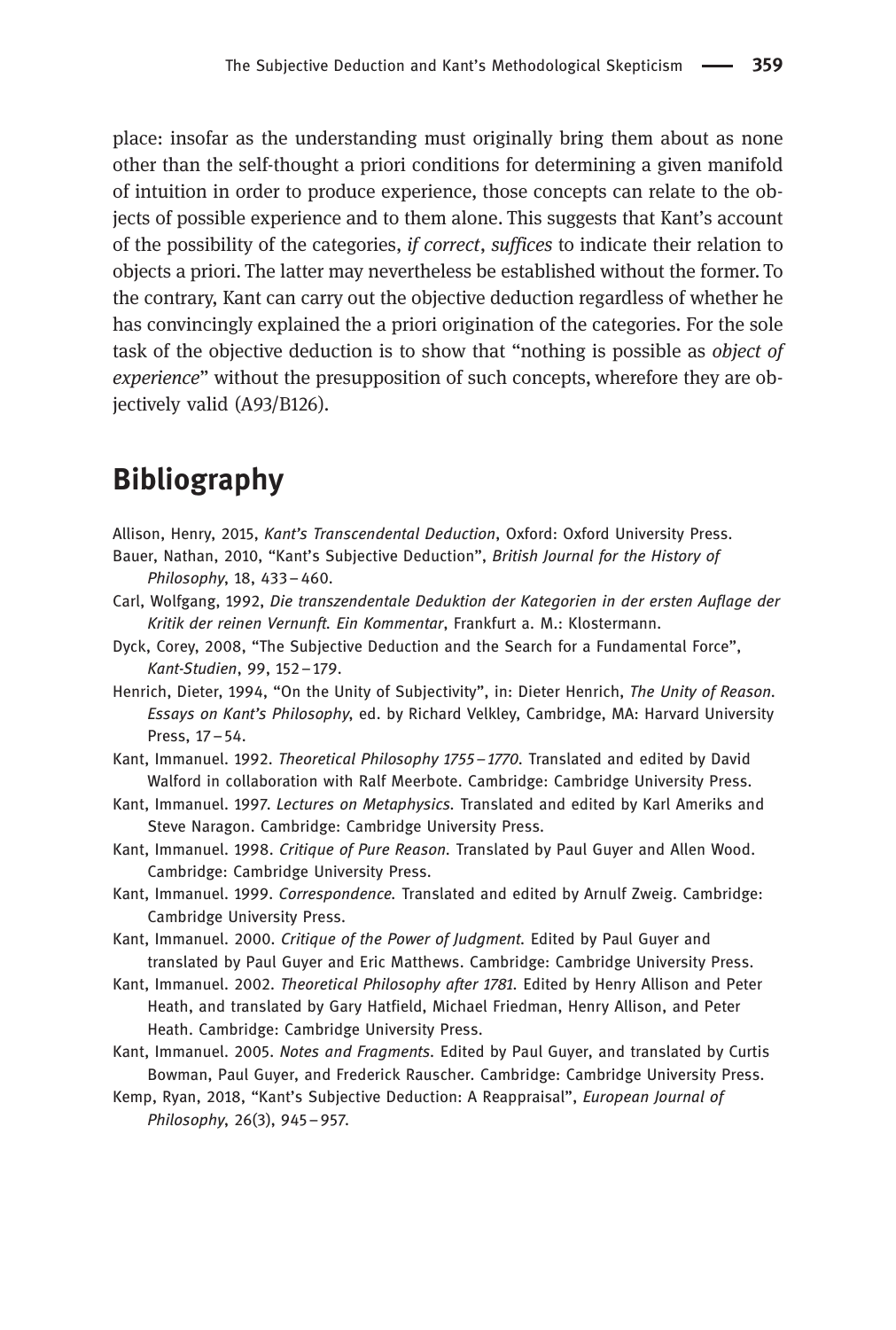place: insofar as the understanding must originally bring them about as none other than the self-thought a priori conditions for determining a given manifold of intuition in order to produce experience, those concepts can relate to the objects of possible experience and to them alone. This suggests that Kant's account of the possibility of the categories, *if correct*, *suffices* to indicate their relation to objects a priori. The latter may nevertheless be established without the former. To the contrary, Kant can carry out the objective deduction regardless of whether he has convincingly explained the a priori origination of the categories. For the sole task of the objective deduction is to show that "nothing is possible as *object of experience*" without the presupposition of such concepts, wherefore they are objectively valid (A93/B126).

## Bibliography

Allison, Henry, 2015, *Kant's Transcendental Deduction*, Oxford: Oxford University Press.

Bauer, Nathan, 2010, "Kant's Subjective Deduction", *British Journal for the History of Philosophy*, 18, 433–460.

Carl, Wolfgang, 1992, *Die transzendentale Deduktion der Kategorien in der ersten Auflage der Kritik der reinen Vernunft. Ein Kommentar*, Frankfurt a. M.: Klostermann.

Dyck, Corey, 2008, "The Subjective Deduction and the Search for a Fundamental Force", *Kant-Studien*, 99, 152–179.

Henrich, Dieter, 1994, "On the Unity of Subjectivity", in: Dieter Henrich, *The Unity of Reason. Essays on Kant's Philosophy*, ed. by Richard Velkley, Cambridge, MA: Harvard University Press, 17–54.

Kant, Immanuel. 1992. *Theoretical Philosophy 1755–1770*. Translated and edited by David Walford in collaboration with Ralf Meerbote. Cambridge: Cambridge University Press.

Kant, Immanuel. 1997. *Lectures on Metaphysics*. Translated and edited by Karl Ameriks and Steve Naragon. Cambridge: Cambridge University Press.

Kant, Immanuel. 1998. *Critique of Pure Reason*. Translated by Paul Guyer and Allen Wood. Cambridge: Cambridge University Press.

Kant, Immanuel. 1999. *Correspondence*. Translated and edited by Arnulf Zweig. Cambridge: Cambridge University Press.

Kant, Immanuel. 2000. *Critique of the Power of Judgment*. Edited by Paul Guyer and translated by Paul Guyer and Eric Matthews. Cambridge: Cambridge University Press.

Kant, Immanuel. 2002. *Theoretical Philosophy after 1781*. Edited by Henry Allison and Peter Heath, and translated by Gary Hatfield, Michael Friedman, Henry Allison, and Peter Heath. Cambridge: Cambridge University Press.

Kant, Immanuel. 2005. *Notes and Fragments*. Edited by Paul Guyer, and translated by Curtis Bowman, Paul Guyer, and Frederick Rauscher. Cambridge: Cambridge University Press.

Kemp, Ryan, 2018, "Kant's Subjective Deduction: A Reappraisal", *European Journal of Philosophy*, 26(3), 945–957.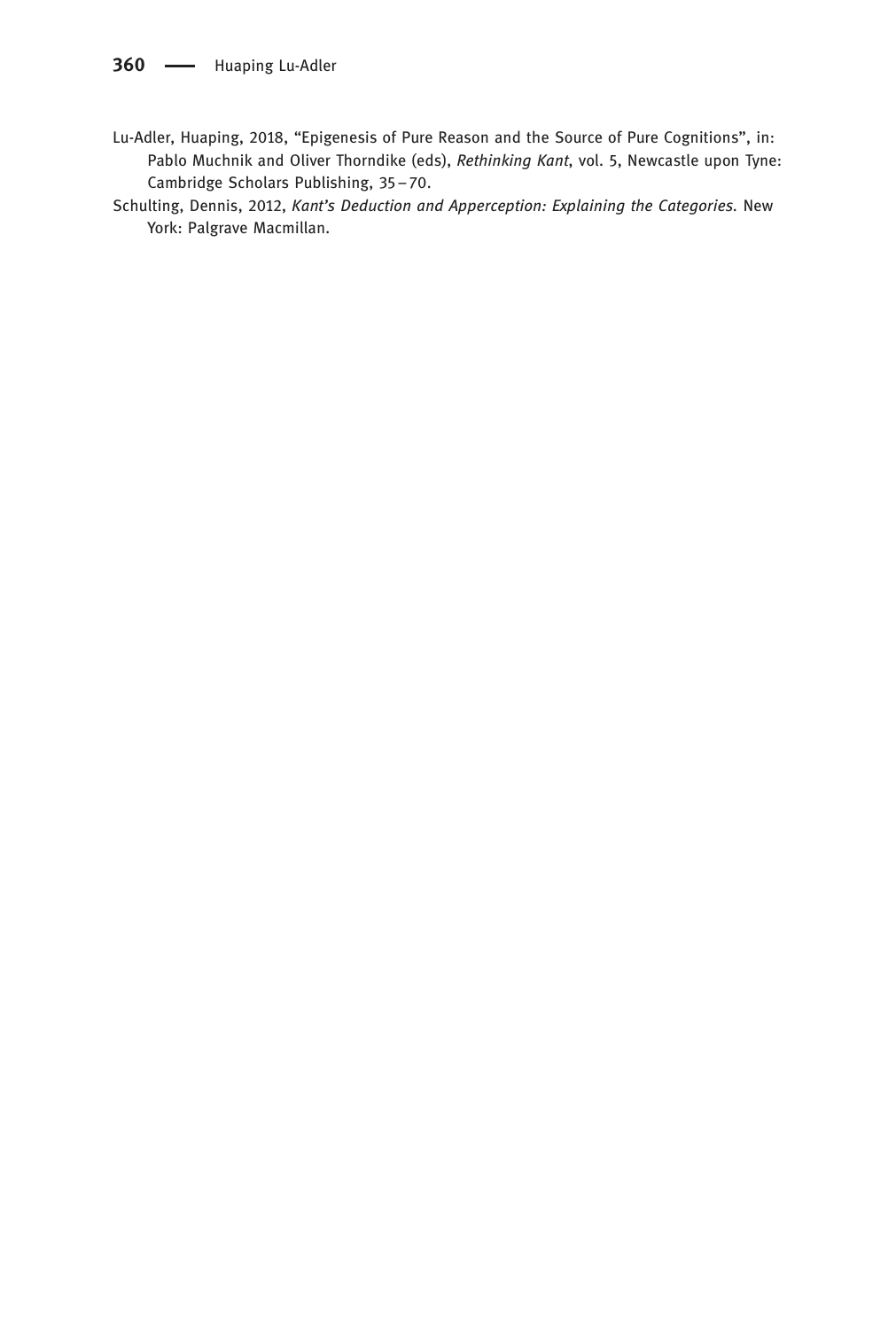Lu-Adler, Huaping, 2018, "Epigenesis of Pure Reason and the Source of Pure Cognitions", in: Pablo Muchnik and Oliver Thorndike (eds), *Rethinking Kant*, vol. 5, Newcastle upon Tyne: Cambridge Scholars Publishing, 35–70.

Schulting, Dennis, 2012, *Kant's Deduction and Apperception: Explaining the Categories*. New York: Palgrave Macmillan.